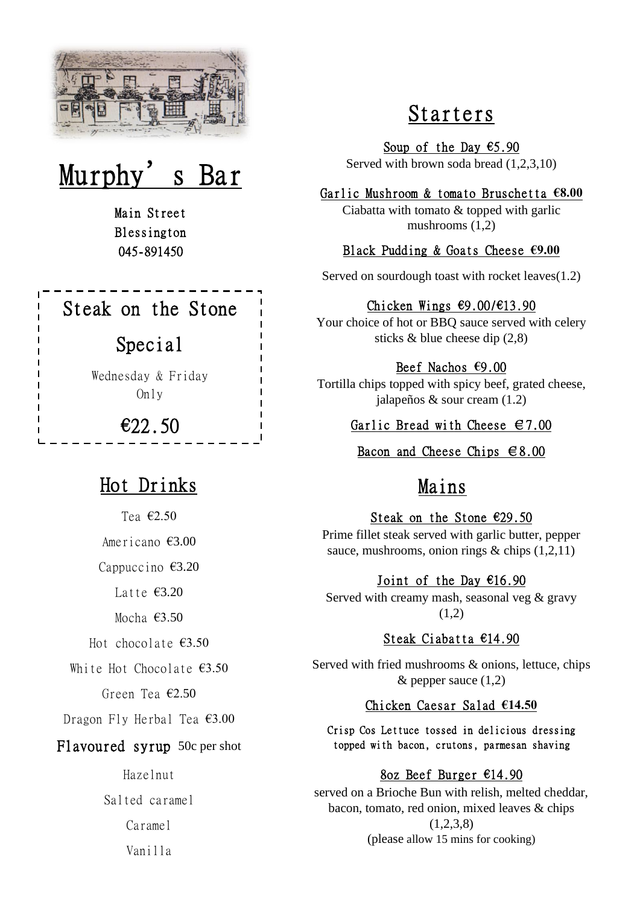# Murphy's Bar

Main Street
Blessington
045-891450

## Steak on the Stone Special

Wednesday & Friday Only

€22.50

## Hot Drinks

Tea €2.50

Americano €3.00

Cappuccino €3.20

Latte €3.20

Mocha €3.50

Hot chocolate €3.50

White Hot Chocolate €3.50

Green Tea €2.50

Dragon Fly Herbal Tea €3.00

**Flavoured syrup** 50c per shot

Hazelnut

Salted caramel

Caramel

Vanilla

## Starters

**Soup of the Day €5.90**
Served with brown soda bread (1,2,3,10)

**Garlic Mushroom & tomato Bruschetta €8.00**
Ciabatta with tomato & topped with garlic mushrooms (1,2)

**Black Pudding & Goats Cheese €9.00**
Served on sourdough toast with rocket leaves(1.2)

**Chicken Wings €9.00/€13.90**
Your choice of hot or BBQ sauce served with celery sticks & blue cheese dip (2,8)

**Beef Nachos €9.00**
Tortilla chips topped with spicy beef, grated cheese, jalapeños & sour cream (1.2)

**Garlic Bread with Cheese €7.00**

**Bacon and Cheese Chips €8.00**

## Mains

**Steak on the Stone €29.50**
Prime fillet steak served with garlic butter, pepper sauce, mushrooms, onion rings & chips (1,2,11)

**Joint of the Day €16.90**
Served with creamy mash, seasonal veg & gravy (1,2)

**Steak Ciabatta €14.90**
Served with fried mushrooms & onions, lettuce, chips & pepper sauce (1,2)

**Chicken Caesar Salad €14.50**
Crisp Cos Lettuce tossed in delicious dressing topped with bacon, crutons, parmesan shaving

**8oz Beef Burger €14.90**
served on a Brioche Bun with relish, melted cheddar, bacon, tomato, red onion, mixed leaves & chips (1,2,3,8)
(please allow 15 mins for cooking)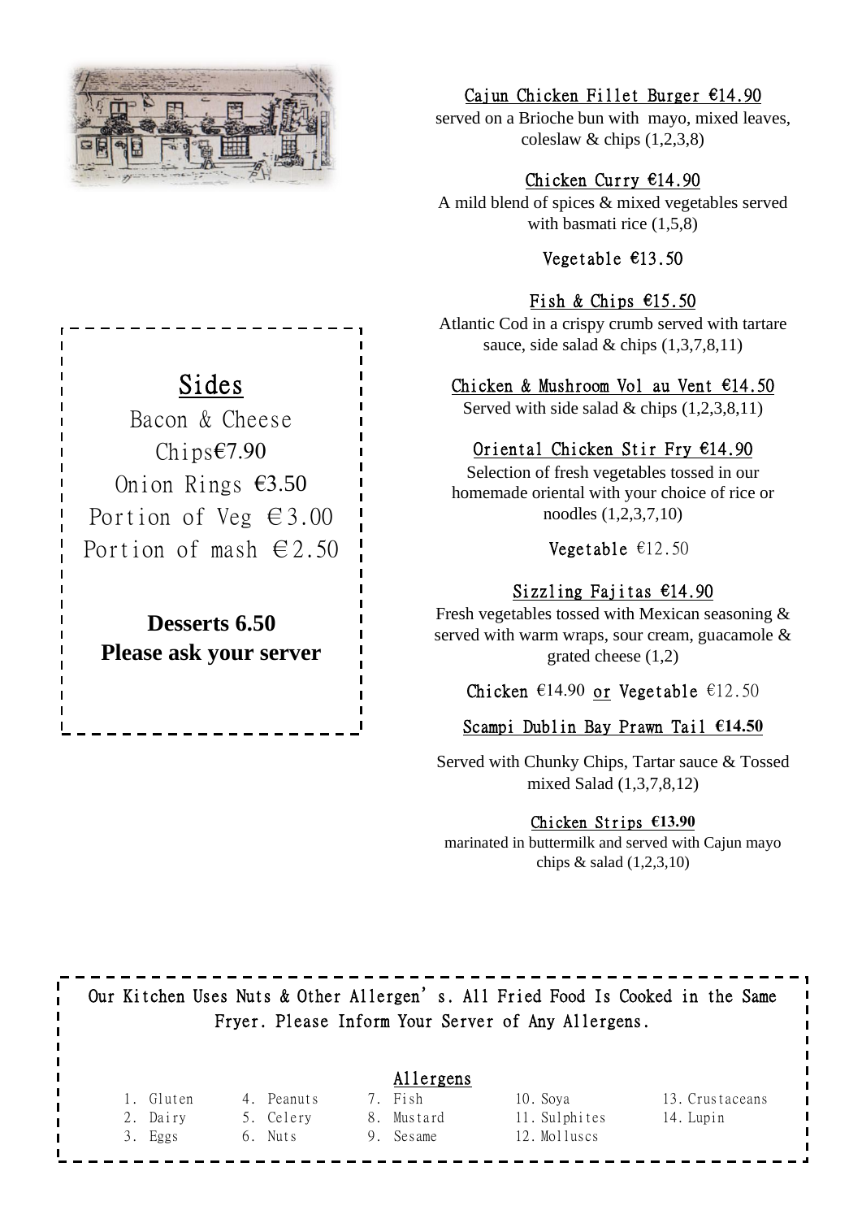## Cajun Chicken Fillet Burger €14.90

served on a Brioche bun with mayo, mixed leaves, coleslaw & chips (1,2,3,8)

## Chicken Curry €14.90

A mild blend of spices & mixed vegetables served with basmati rice (1,5,8)

Vegetable €13.50

## Fish & Chips €15.50

Atlantic Cod in a crispy crumb served with tartare sauce, side salad & chips (1,3,7,8,11)

## Chicken & Mushroom Vol au Vent €14.50

Served with side salad & chips (1,2,3,8,11)

## Oriental Chicken Stir Fry €14.90

Selection of fresh vegetables tossed in our homemade oriental with your choice of rice or noodles (1,2,3,7,10)

Vegetable €12.50

## Sizzling Fajitas €14.90

Fresh vegetables tossed with Mexican seasoning & served with warm wraps, sour cream, guacamole & grated cheese (1,2)

Chicken €14.90 or Vegetable €12.50

## Scampi Dublin Bay Prawn Tail €14.50

Served with Chunky Chips, Tartar sauce & Tossed mixed Salad (1,3,7,8,12)

## Chicken Strips €13.90

marinated in buttermilk and served with Cajun mayo chips & salad (1,2,3,10)

## Sides

Bacon & Cheese Chips€7.90

Onion Rings €3.50

Portion of Veg €3.00

Portion of mash €2.50

**Desserts 6.50**
**Please ask your server**

Our Kitchen Uses Nuts & Other Allergen's. All Fried Food Is Cooked in the Same Fryer. Please Inform Your Server of Any Allergens.

## Allergens

1. Gluten
2. Dairy
3. Eggs
4. Peanuts
5. Celery
6. Nuts
7. Fish
8. Mustard
9. Sesame
10. Soya
11. Sulphites
12. Molluscs
13. Crustaceans
14. Lupin